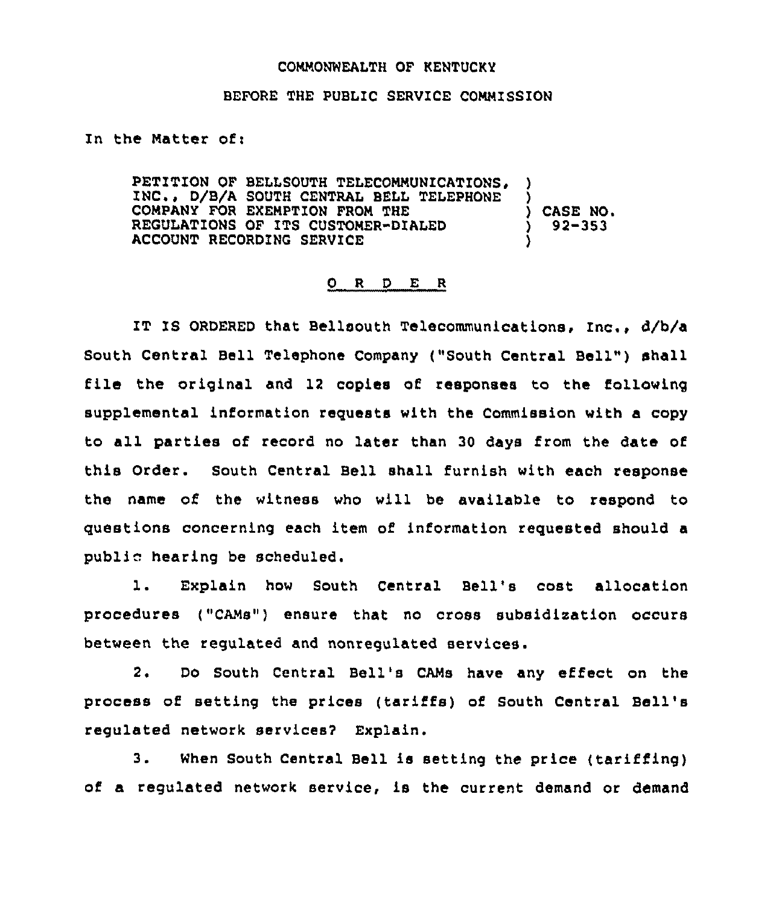COMMONWEALTH OF KENTUCKY

BEFORE THE PUBLIC SERVICE COMMISSION

In the Matter of:

PETITION OF BELLSOUTH TELECOMMUNICATIONS, INC., D/B/A SOUTH CENTRAL BELL TELEPHONE COMPANY FOR EXEMPTION FROM THE REGULATIONS OF ITS CUSTOMER-DIALED ACCOUNT RECORDING SERVICE ) CASE NO. 92-353

O R D E R

IT IS ORDERED that Bellsouth Telecommunications, Inc., d/b/a South Central Bell Telephone Company ("South Central Bell") shall file the original and 12 copies of responses to the following supplemental information requests with the Commission with a copy to all parties of record no later than 30 days from the date of this Order. South Central Bell shall furnish with each response the name of the witness who will be available to respond to questions concerning each item of information requested should a public hearing be scheduled.

1. Explain how South Central Bell's cost allocation procedures ("CAMs") ensure that no cross subsidization occurs between the regulated and nonregulated services.

2. Do South Central Bell's CAMs have any effect on the process of setting the prices (tariffs) of South Central Bell's regulated network services? Explain.

3. When South Central Bell is setting the price (tariffing) of a regulated network service, is the current demand or demand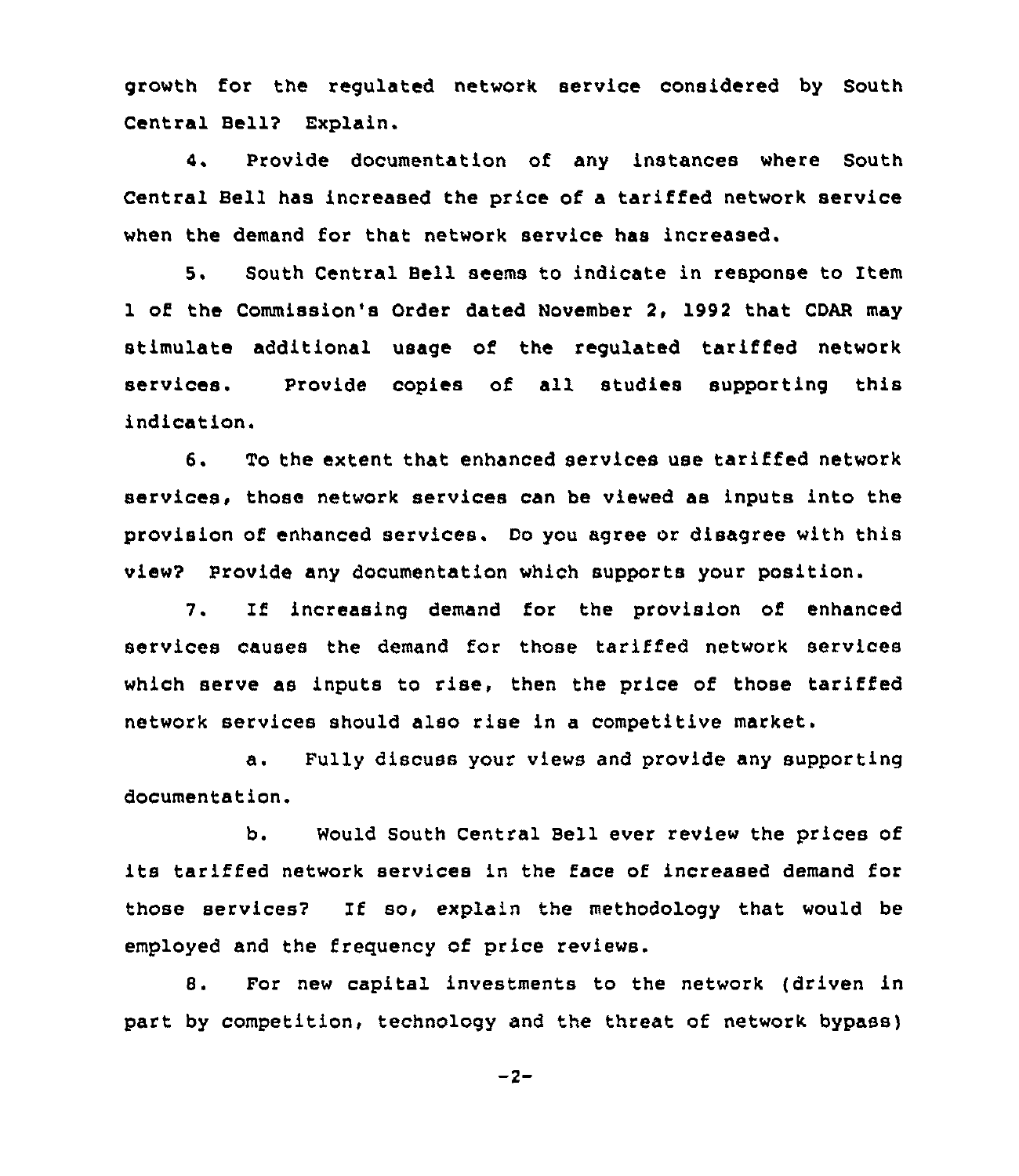growth for the regulated network service considered by South Central Bell? Explain.

4. Provide documentation of any instances where South Central Bell has increased the price of a tariffed network service when the demand for that network service has increased.

5. South Central Bell seems to indicate in response to Item 1 of the Commission's Order dated November 2, 1992 that CDAR may stimulate additional usage of the regulated tariffed network services. Provide copies of all studies supporting this indication.

6. To the extent that enhanced services use tariffed network services, those network services can be viewed as inputs into the provision of enhanced services. Do you agree or disagree with this view? Provide any documentation which supports your position.

7. If increasing demand for the provision of enhanced services causes the demand for those tariffed network services which serve as inputs to rise, then the price of those tariffed network services should also rise in a competitive market.

a. Fully discuss your views and provide any supporting documentation.

b. Would South Central Bell ever review the prices of its tariffed network services in the face of increased demand for those services? If so, explain the methodology that would be employed and the frequency of price reviews.

8. For new capital investments to the network (driven in part by competition, technology and the threat of network bypass)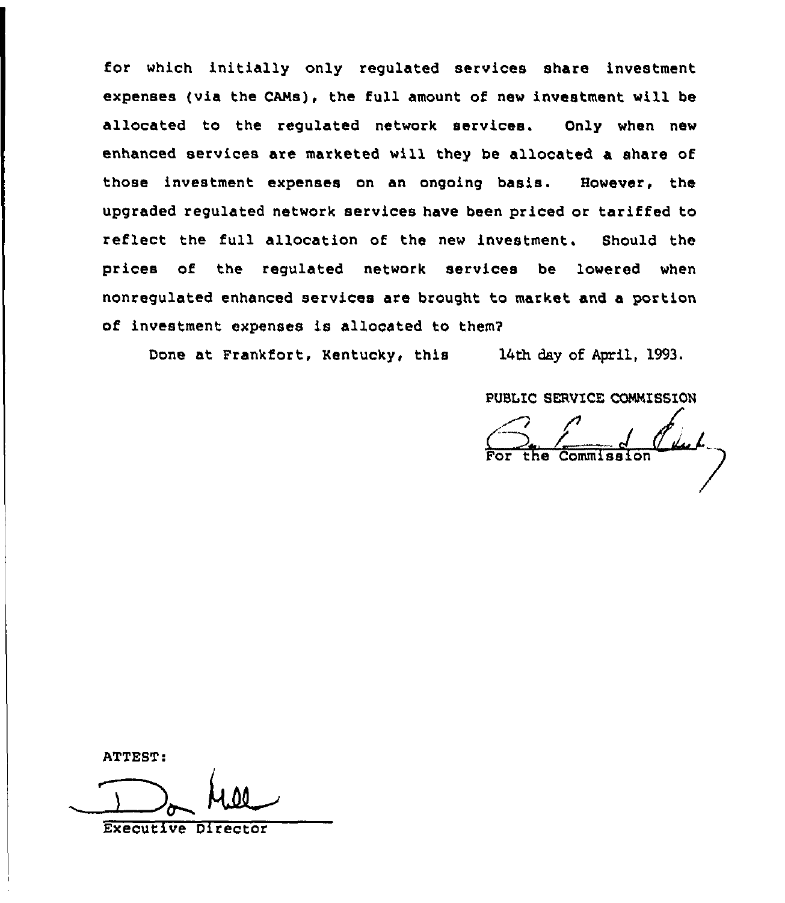for which initially only regulated services share investment expenses (via the CAMs), the full amount of new investment will be allocated to the regulated network services. Only when new enhanced services are marketed will they be allocated a share of those investment expenses on an ongoing basis. However, the upgraded regulated network services have been priced or tariffed to reflect the full allocation of the new investment. Should the prices of the regulated network services be lowered when nonregulated enhanced services are brought to market and a portion of investment expenses is allocated to them?

Done at Frankfort, Kentucky, this 14th day of April, 1993.

PUBLIC SERVICE COMMISSION

For the Commission

ATTEST:

Executive Director